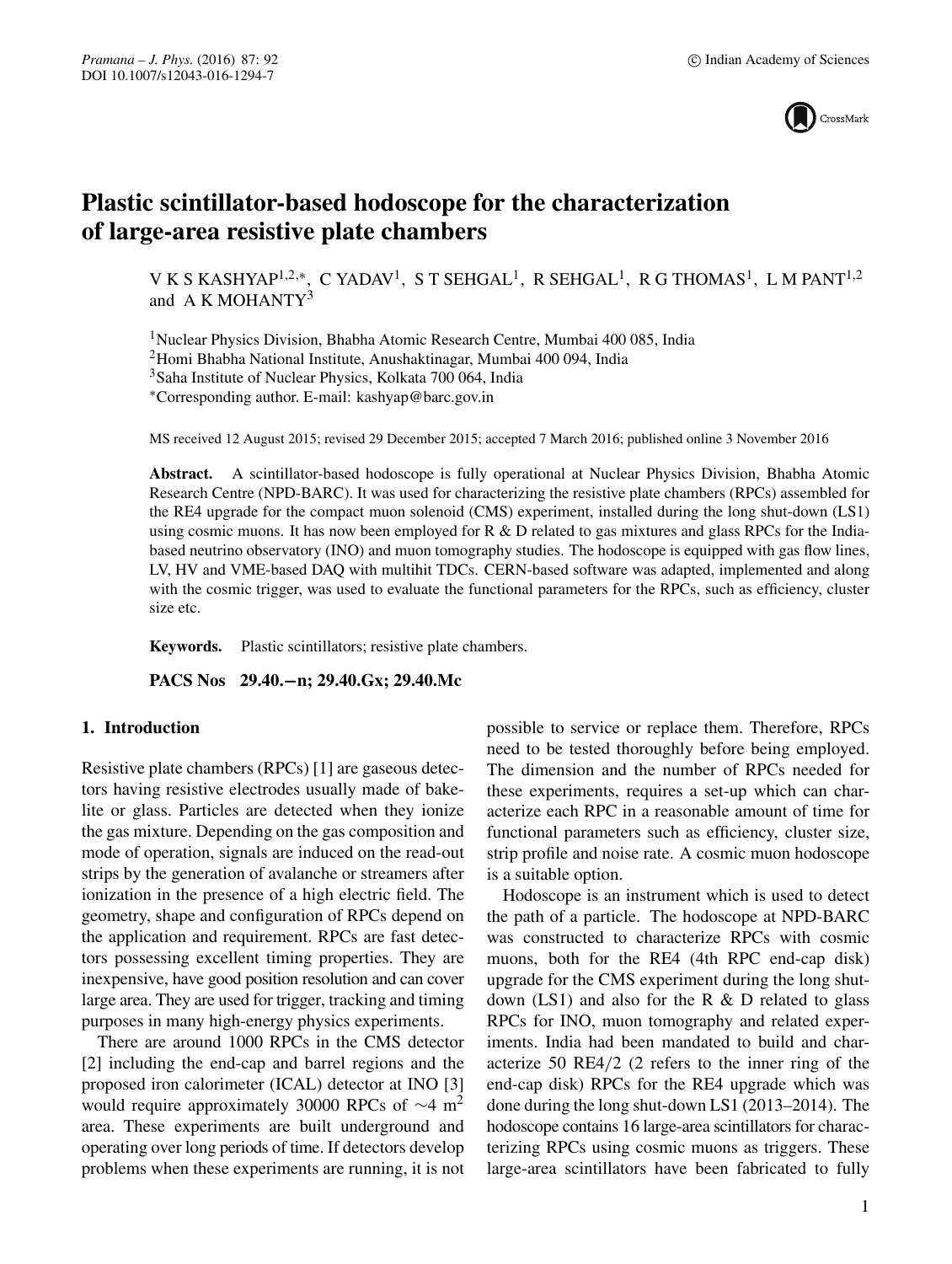# Plastic scintillator-based hodoscope for the characterization of large-area resistive plate chambers

V K S KASHYAP[1,2,*], C YADAV[1], S T SEHGAL[1], R SEHGAL[1], R G THOMAS[1], L M PANT[1,2] and A K MOHANTY[3]

[1]Nuclear Physics Division, Bhabha Atomic Research Centre, Mumbai 400 085, India
[2]Homi Bhabha National Institute, Anushaktinagar, Mumbai 400 094, India
[3]Saha Institute of Nuclear Physics, Kolkata 700 064, India
[*]Corresponding author. E-mail: kashyap@barc.gov.in

MS received 12 August 2015; revised 29 December 2015; accepted 7 March 2016; published online 3 November 2016

**Abstract.** A scintillator-based hodoscope is fully operational at Nuclear Physics Division, Bhabha Atomic Research Centre (NPD-BARC). It was used for characterizing the resistive plate chambers (RPCs) assembled for the RE4 upgrade for the compact muon solenoid (CMS) experiment, installed during the long shut-down (LS1) using cosmic muons. It has now been employed for R & D related to gas mixtures and glass RPCs for the India-based neutrino observatory (INO) and muon tomography studies. The hodoscope is equipped with gas flow lines, LV, HV and VME-based DAQ with multihit TDCs. CERN-based software was adapted, implemented and along with the cosmic trigger, was used to evaluate the functional parameters for the RPCs, such as efficiency, cluster size etc.

**Keywords.** Plastic scintillators; resistive plate chambers.

**PACS Nos** 29.40.−n; 29.40.Gx; 29.40.Mc

## 1. Introduction

Resistive plate chambers (RPCs) [1] are gaseous detectors having resistive electrodes usually made of bakelite or glass. Particles are detected when they ionize the gas mixture. Depending on the gas composition and mode of operation, signals are induced on the read-out strips by the generation of avalanche or streamers after ionization in the presence of a high electric field. The geometry, shape and configuration of RPCs depend on the application and requirement. RPCs are fast detectors possessing excellent timing properties. They are inexpensive, have good position resolution and can cover large area. They are used for trigger, tracking and timing purposes in many high-energy physics experiments.

There are around 1000 RPCs in the CMS detector [2] including the end-cap and barrel regions and the proposed iron calorimeter (ICAL) detector at INO [3] would require approximately 30000 RPCs of $\sim$4 m$^2$ area. These experiments are built underground and operating over long periods of time. If detectors develop problems when these experiments are running, it is not possible to service or replace them. Therefore, RPCs need to be tested thoroughly before being employed. The dimension and the number of RPCs needed for these experiments, requires a set-up which can characterize each RPC in a reasonable amount of time for functional parameters such as efficiency, cluster size, strip profile and noise rate. A cosmic muon hodoscope is a suitable option.

Hodoscope is an instrument which is used to detect the path of a particle. The hodoscope at NPD-BARC was constructed to characterize RPCs with cosmic muons, both for the RE4 (4th RPC end-cap disk) upgrade for the CMS experiment during the long shut-down (LS1) and also for the R & D related to glass RPCs for INO, muon tomography and related experiments. India had been mandated to build and characterize 50 RE4/2 (2 refers to the inner ring of the end-cap disk) RPCs for the RE4 upgrade which was done during the long shut-down LS1 (2013–2014). The hodoscope contains 16 large-area scintillators for characterizing RPCs using cosmic muons as triggers. These large-area scintillators have been fabricated to fully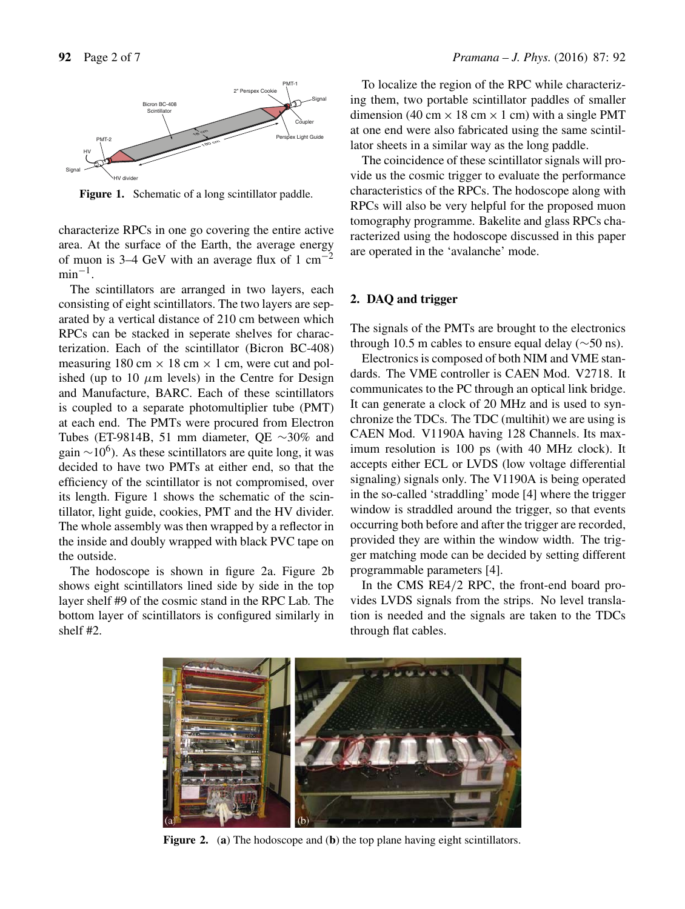Figure 1. Schematic of a long scintillator paddle.

characterize RPCs in one go covering the entire active area. At the surface of the Earth, the average energy of muon is 3–4 GeV with an average flux of 1 $cm^{-2}$ $min^{-1}$.

The scintillators are arranged in two layers, each consisting of eight scintillators. The two layers are separated by a vertical distance of 210 cm between which RPCs can be stacked in seperate shelves for characterization. Each of the scintillator (Bicron BC-408) measuring 180 cm × 18 cm × 1 cm, were cut and polished (up to 10 $\mu$m levels) in the Centre for Design and Manufacture, BARC. Each of these scintillators is coupled to a separate photomultiplier tube (PMT) at each end. The PMTs were procured from Electron Tubes (ET-9814B, 51 mm diameter, QE ∼30% and gain $\sim 10^6$). As these scintillators are quite long, it was decided to have two PMTs at either end, so that the efficiency of the scintillator is not compromised, over its length. Figure 1 shows the schematic of the scintillator, light guide, cookies, PMT and the HV divider. The whole assembly was then wrapped by a reflector in the inside and doubly wrapped with black PVC tape on the outside.

The hodoscope is shown in figure 2a. Figure 2b shows eight scintillators lined side by side in the top layer shelf #9 of the cosmic stand in the RPC Lab. The bottom layer of scintillators is configured similarly in shelf #2.

To localize the region of the RPC while characterizing them, two portable scintillator paddles of smaller dimension (40 cm × 18 cm × 1 cm) with a single PMT at one end were also fabricated using the same scintillator sheets in a similar way as the long paddle.

The coincidence of these scintillator signals will provide us the cosmic trigger to evaluate the performance characteristics of the RPCs. The hodoscope along with RPCs will also be very helpful for the proposed muon tomography programme. Bakelite and glass RPCs characterized using the hodoscope discussed in this paper are operated in the 'avalanche' mode.

## 2. DAQ and trigger

The signals of the PMTs are brought to the electronics through 10.5 m cables to ensure equal delay (∼50 ns).

Electronics is composed of both NIM and VME standards. The VME controller is CAEN Mod. V2718. It communicates to the PC through an optical link bridge. It can generate a clock of 20 MHz and is used to synchronize the TDCs. The TDC (multihit) we are using is CAEN Mod. V1190A having 128 Channels. Its maximum resolution is 100 ps (with 40 MHz clock). It accepts either ECL or LVDS (low voltage differential signaling) signals only. The V1190A is being operated in the so-called 'straddling' mode [4] where the trigger window is straddled around the trigger, so that events occurring both before and after the trigger are recorded, provided they are within the window width. The trigger matching mode can be decided by setting different programmable parameters [4].

In the CMS RE4/2 RPC, the front-end board provides LVDS signals from the strips. No level translation is needed and the signals are taken to the TDCs through flat cables.

Figure 2. (a) The hodoscope and (b) the top plane having eight scintillators.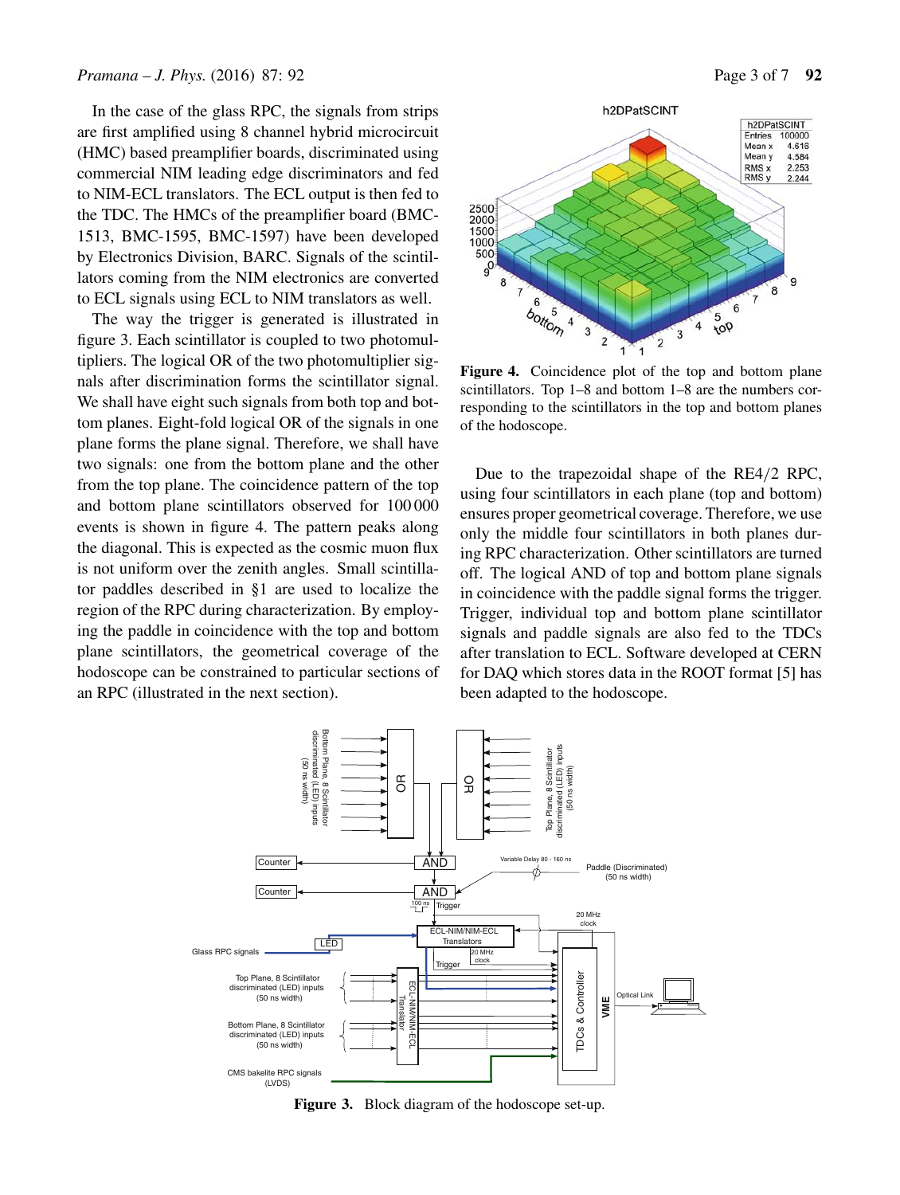In the case of the glass RPC, the signals from strips are first amplified using 8 channel hybrid microcircuit (HMC) based preamplifier boards, discriminated using commercial NIM leading edge discriminators and fed to NIM-ECL translators. The ECL output is then fed to the TDC. The HMCs of the preamplifier board (BMC-1513, BMC-1595, BMC-1597) have been developed by Electronics Division, BARC. Signals of the scintillators coming from the NIM electronics are converted to ECL signals using ECL to NIM translators as well.

The way the trigger is generated is illustrated in figure 3. Each scintillator is coupled to two photomultipliers. The logical OR of the two photomultiplier signals after discrimination forms the scintillator signal. We shall have eight such signals from both top and bottom planes. Eight-fold logical OR of the signals in one plane forms the plane signal. Therefore, we shall have two signals: one from the bottom plane and the other from the top plane. The coincidence pattern of the top and bottom plane scintillators observed for 100 000 events is shown in figure 4. The pattern peaks along the diagonal. This is expected as the cosmic muon flux is not uniform over the zenith angles. Small scintillator paddles described in §1 are used to localize the region of the RPC during characterization. By employing the paddle in coincidence with the top and bottom plane scintillators, the geometrical coverage of the hodoscope can be constrained to particular sections of an RPC (illustrated in the next section).

**Figure 4.** Coincidence plot of the top and bottom plane scintillators. Top 1–8 and bottom 1–8 are the numbers corresponding to the scintillators in the top and bottom planes of the hodoscope.

Due to the trapezoidal shape of the RE4/2 RPC, using four scintillators in each plane (top and bottom) ensures proper geometrical coverage. Therefore, we use only the middle four scintillators in both planes during RPC characterization. Other scintillators are turned off. The logical AND of top and bottom plane signals in coincidence with the paddle signal forms the trigger. Trigger, individual top and bottom plane scintillator signals and paddle signals are also fed to the TDCs after translation to ECL. Software developed at CERN for DAQ which stores data in the ROOT format [5] has been adapted to the hodoscope.

**Figure 3.** Block diagram of the hodoscope set-up.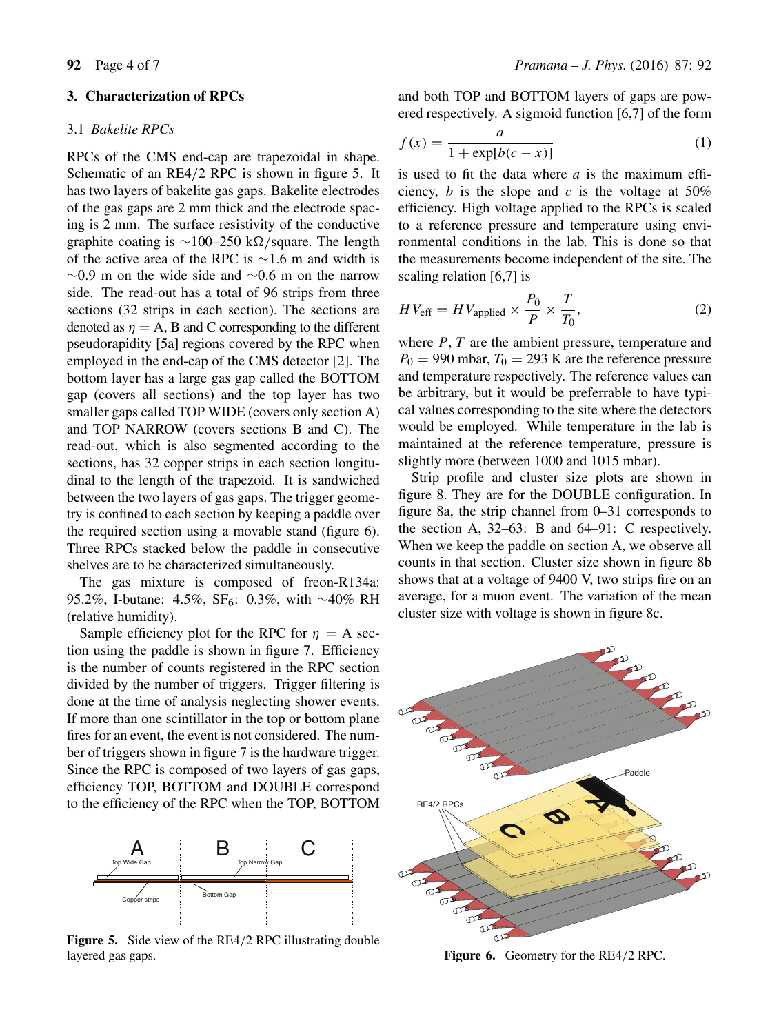## 3. Characterization of RPCs

### 3.1 *Bakelite RPCs*

RPCs of the CMS end-cap are trapezoidal in shape. Schematic of an RE4/2 RPC is shown in figure 5. It has two layers of bakelite gas gaps. Bakelite electrodes of the gas gaps are 2 mm thick and the electrode spacing is 2 mm. The surface resistivity of the conductive graphite coating is ∼100–250 kΩ/square. The length of the active area of the RPC is ∼1.6 m and width is ∼0.9 m on the wide side and ∼0.6 m on the narrow side. The read-out has a total of 96 strips from three sections (32 strips in each section). The sections are denoted as $\eta = \text{A}$, B and C corresponding to the different pseudorapidity [5a] regions covered by the RPC when employed in the end-cap of the CMS detector [2]. The bottom layer has a large gas gap called the BOTTOM gap (covers all sections) and the top layer has two smaller gaps called TOP WIDE (covers only section A) and TOP NARROW (covers sections B and C). The read-out, which is also segmented according to the sections, has 32 copper strips in each section longitudinal to the length of the trapezoid. It is sandwiched between the two layers of gas gaps. The trigger geometry is confined to each section by keeping a paddle over the required section using a movable stand (figure 6). Three RPCs stacked below the paddle in consecutive shelves are to be characterized simultaneously.

The gas mixture is composed of freon-R134a: 95.2%, I-butane: 4.5%, $SF_6$: 0.3%, with ∼40% RH (relative humidity).

Sample efficiency plot for the RPC for $\eta = \text{A}$ section using the paddle is shown in figure 7. Efficiency is the number of counts registered in the RPC section divided by the number of triggers. Trigger filtering is done at the time of analysis neglecting shower events. If more than one scintillator in the top or bottom plane fires for an event, the event is not considered. The number of triggers shown in figure 7 is the hardware trigger. Since the RPC is composed of two layers of gas gaps, efficiency TOP, BOTTOM and DOUBLE correspond to the efficiency of the RPC when the TOP, BOTTOM and both TOP and BOTTOM layers of gaps are powered respectively. A sigmoid function [6,7] of the form

$$f(x) = \frac{a}{1 + \exp[b(c - x)]} \tag{1}$$

is used to fit the data where $a$ is the maximum efficiency, $b$ is the slope and $c$ is the voltage at 50% efficiency. High voltage applied to the RPCs is scaled to a reference pressure and temperature using environmental conditions in the lab. This is done so that the measurements become independent of the site. The scaling relation [6,7] is

$$HV_{\text{eff}} = HV_{\text{applied}} \times \frac{P_0}{P} \times \frac{T}{T_0}, \tag{2}$$

where $P$, $T$ are the ambient pressure, temperature and $P_0 = 990$ mbar, $T_0 = 293$ K are the reference pressure and temperature respectively. The reference values can be arbitrary, but it would be preferrable to have typical values corresponding to the site where the detectors would be employed. While temperature in the lab is maintained at the reference temperature, pressure is slightly more (between 1000 and 1015 mbar).

Strip profile and cluster size plots are shown in figure 8. They are for the DOUBLE configuration. In figure 8a, the strip channel from 0–31 corresponds to the section A, 32–63: B and 64–91: C respectively. When we keep the paddle on section A, we observe all counts in that section. Cluster size shown in figure 8b shows that at a voltage of 9400 V, two strips fire on an average, for a muon event. The variation of the mean cluster size with voltage is shown in figure 8c.

**Figure 5.** Side view of the RE4/2 RPC illustrating double layered gas gaps.

**Figure 6.** Geometry for the RE4/2 RPC.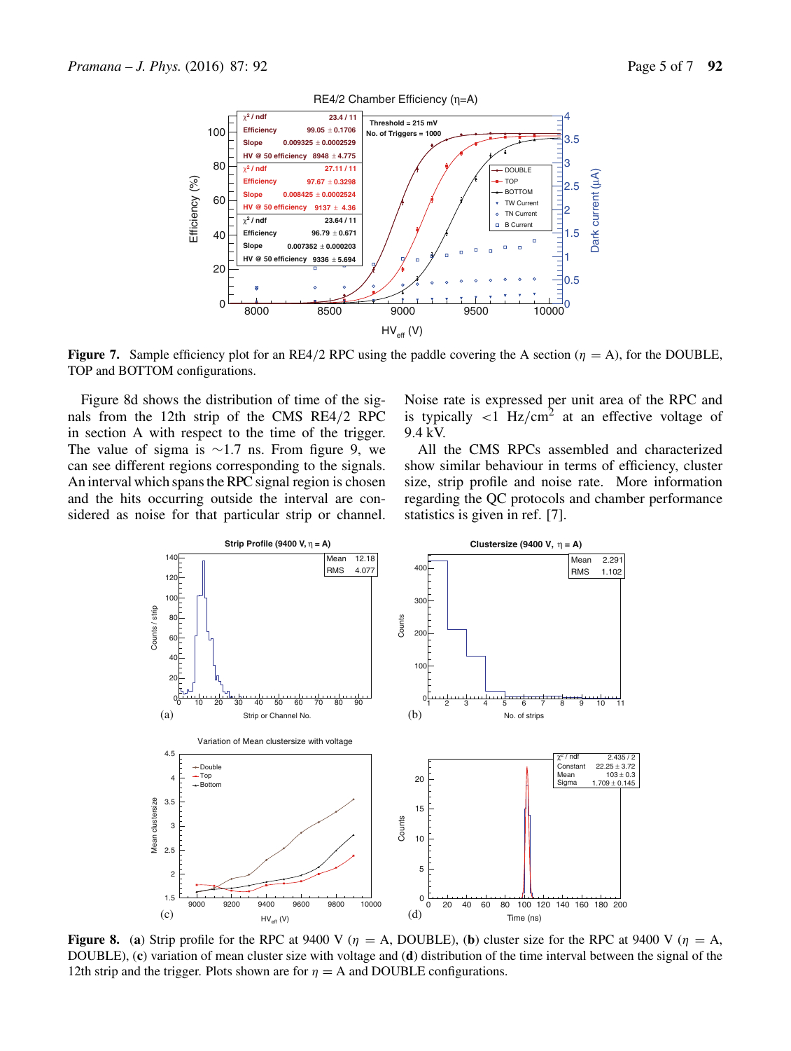**Figure 7.** Sample efficiency plot for an RE4/2 RPC using the paddle covering the A section ($\eta$ = A), for the DOUBLE, TOP and BOTTOM configurations.

Figure 8d shows the distribution of time of the signals from the 12th strip of the CMS RE4/2 RPC in section A with respect to the time of the trigger. The value of sigma is ∼1.7 ns. From figure 9, we can see different regions corresponding to the signals. An interval which spans the RPC signal region is chosen and the hits occurring outside the interval are considered as noise for that particular strip or channel. Noise rate is expressed per unit area of the RPC and is typically $<1$ Hz/cm$^2$ at an effective voltage of 9.4 kV.

All the CMS RPCs assembled and characterized show similar behaviour in terms of efficiency, cluster size, strip profile and noise rate. More information regarding the QC protocols and chamber performance statistics is given in ref. [7].

**Figure 8.** (**a**) Strip profile for the RPC at 9400 V ($\eta$ = A, DOUBLE), (**b**) cluster size for the RPC at 9400 V ($\eta$ = A, DOUBLE), (**c**) variation of mean cluster size with voltage and (**d**) distribution of the time interval between the signal of the 12th strip and the trigger. Plots shown are for $\eta$ = A and DOUBLE configurations.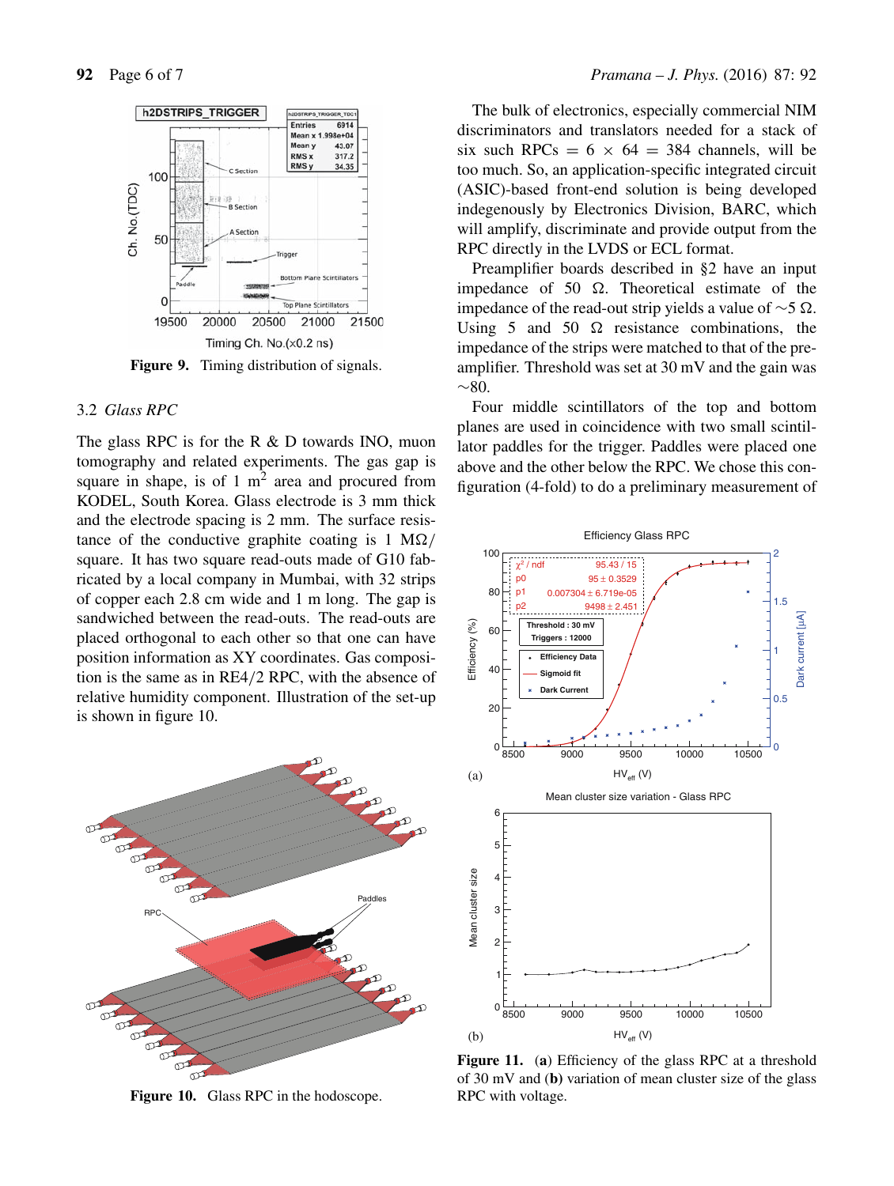Figure 9. Timing distribution of signals.

### 3.2 *Glass RPC*

The glass RPC is for the R & D towards INO, muon tomography and related experiments. The gas gap is square in shape, is of 1 $m^2$ area and procured from KODEL, South Korea. Glass electrode is 3 mm thick and the electrode spacing is 2 mm. The surface resistance of the conductive graphite coating is 1 M$\Omega$/square. It has two square read-outs made of G10 fabricated by a local company in Mumbai, with 32 strips of copper each 2.8 cm wide and 1 m long. The gap is sandwiched between the read-outs. The read-outs are placed orthogonal to each other so that one can have position information as XY coordinates. Gas composition is the same as in RE4/2 RPC, with the absence of relative humidity component. Illustration of the set-up is shown in figure 10.

Figure 10. Glass RPC in the hodoscope.

The bulk of electronics, especially commercial NIM discriminators and translators needed for a stack of six such RPCs = 6 × 64 = 384 channels, will be too much. So, an application-specific integrated circuit (ASIC)-based front-end solution is being developed indegenously by Electronics Division, BARC, which will amplify, discriminate and provide output from the RPC directly in the LVDS or ECL format.

Preamplifier boards described in §2 have an input impedance of 50 $\Omega$. Theoretical estimate of the impedance of the read-out strip yields a value of $\sim$5 $\Omega$. Using 5 and 50 $\Omega$ resistance combinations, the impedance of the strips were matched to that of the preamplifier. Threshold was set at 30 mV and the gain was $\sim$80.

Four middle scintillators of the top and bottom planes are used in coincidence with two small scintillator paddles for the trigger. Paddles were placed one above and the other below the RPC. We chose this configuration (4-fold) to do a preliminary measurement of

Figure 11. (**a**) Efficiency of the glass RPC at a threshold of 30 mV and (**b**) variation of mean cluster size of the glass RPC with voltage.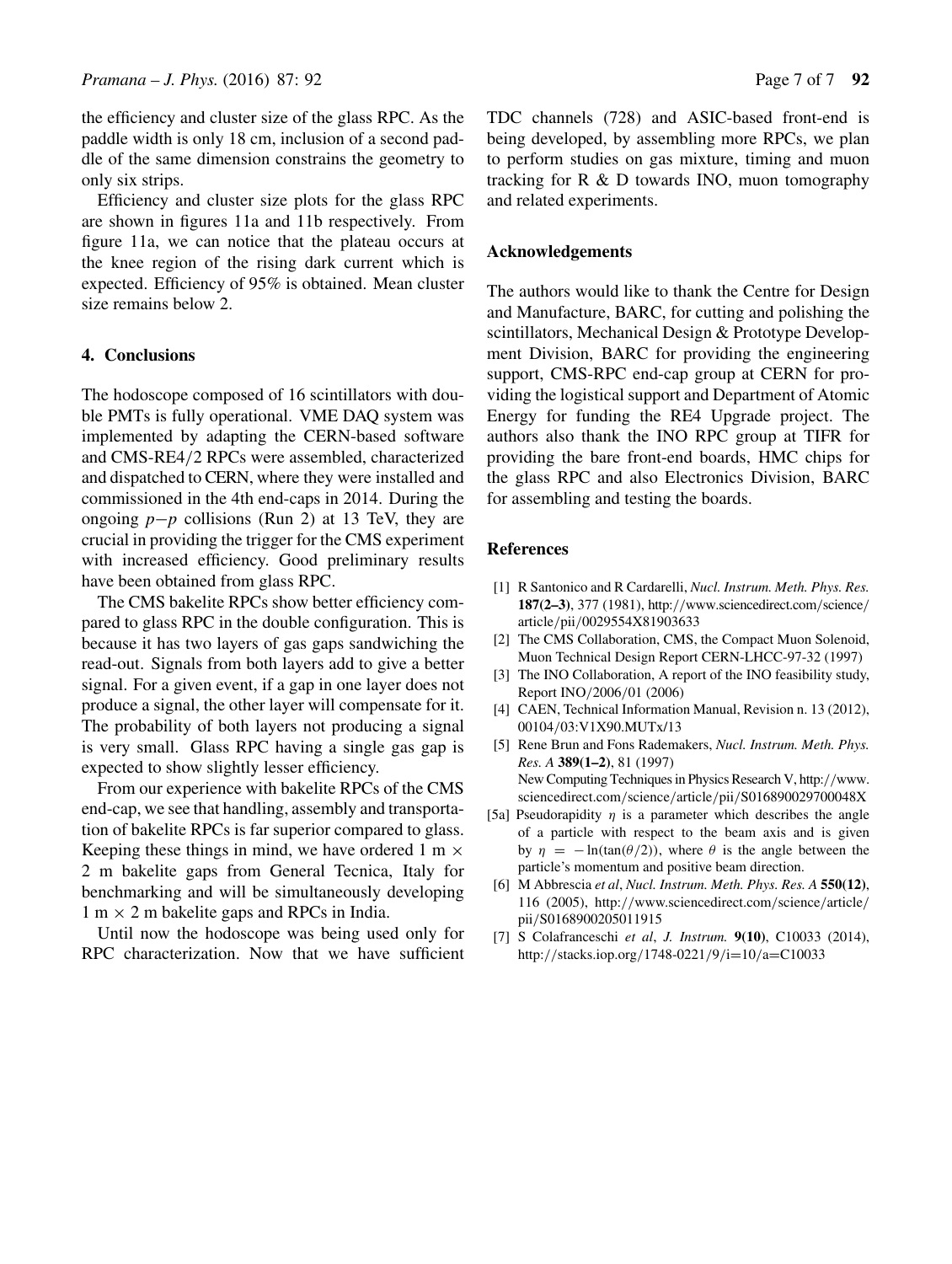the efficiency and cluster size of the glass RPC. As the paddle width is only 18 cm, inclusion of a second paddle of the same dimension constrains the geometry to only six strips.

Efficiency and cluster size plots for the glass RPC are shown in figures 11a and 11b respectively. From figure 11a, we can notice that the plateau occurs at the knee region of the rising dark current which is expected. Efficiency of 95% is obtained. Mean cluster size remains below 2.

## 4. Conclusions

The hodoscope composed of 16 scintillators with double PMTs is fully operational. VME DAQ system was implemented by adapting the CERN-based software and CMS-RE4/2 RPCs were assembled, characterized and dispatched to CERN, where they were installed and commissioned in the 4th end-caps in 2014. During the ongoing $p-p$ collisions (Run 2) at 13 TeV, they are crucial in providing the trigger for the CMS experiment with increased efficiency. Good preliminary results have been obtained from glass RPC.

The CMS bakelite RPCs show better efficiency compared to glass RPC in the double configuration. This is because it has two layers of gas gaps sandwiching the read-out. Signals from both layers add to give a better signal. For a given event, if a gap in one layer does not produce a signal, the other layer will compensate for it. The probability of both layers not producing a signal is very small. Glass RPC having a single gas gap is expected to show slightly lesser efficiency.

From our experience with bakelite RPCs of the CMS end-cap, we see that handling, assembly and transportation of bakelite RPCs is far superior compared to glass. Keeping these things in mind, we have ordered 1 m $\times$ 2 m bakelite gaps from General Tecnica, Italy for benchmarking and will be simultaneously developing 1 m $\times$ 2 m bakelite gaps and RPCs in India.

Until now the hodoscope was being used only for RPC characterization. Now that we have sufficient TDC channels (728) and ASIC-based front-end is being developed, by assembling more RPCs, we plan to perform studies on gas mixture, timing and muon tracking for R & D towards INO, muon tomography and related experiments.

## Acknowledgements

The authors would like to thank the Centre for Design and Manufacture, BARC, for cutting and polishing the scintillators, Mechanical Design & Prototype Development Division, BARC for providing the engineering support, CMS-RPC end-cap group at CERN for providing the logistical support and Department of Atomic Energy for funding the RE4 Upgrade project. The authors also thank the INO RPC group at TIFR for providing the bare front-end boards, HMC chips for the glass RPC and also Electronics Division, BARC for assembling and testing the boards.

## References

[1] R Santonico and R Cardarelli, *Nucl. Instrum. Meth. Phys. Res.* **187(2–3)**, 377 (1981), http://www.sciencedirect.com/science/article/pii/0029554X81903633

[2] The CMS Collaboration, CMS, the Compact Muon Solenoid, Muon Technical Design Report CERN-LHCC-97-32 (1997)

[3] The INO Collaboration, A report of the INO feasibility study, Report INO/2006/01 (2006)

[4] CAEN, Technical Information Manual, Revision n. 13 (2012), 00104/03:V1X90.MUTx/13

[5] Rene Brun and Fons Rademakers, *Nucl. Instrum. Meth. Phys. Res. A* **389(1–2)**, 81 (1997) New Computing Techniques in Physics Research V, http://www.sciencedirect.com/science/article/pii/S016890029700048X

[5a] Pseudorapidity $\eta$ is a parameter which describes the angle of a particle with respect to the beam axis and is given by $\eta = -\ln(\tan(\theta/2))$, where $\theta$ is the angle between the particle's momentum and positive beam direction.

[6] M Abbrescia *et al*, *Nucl. Instrum. Meth. Phys. Res. A* **550(12)**, 116 (2005), http://www.sciencedirect.com/science/article/pii/S0168900205011915

[7] S Colafranceschi *et al*, *J. Instrum.* **9(10)**, C10033 (2014), http://stacks.iop.org/1748-0221/9/i=10/a=C10033